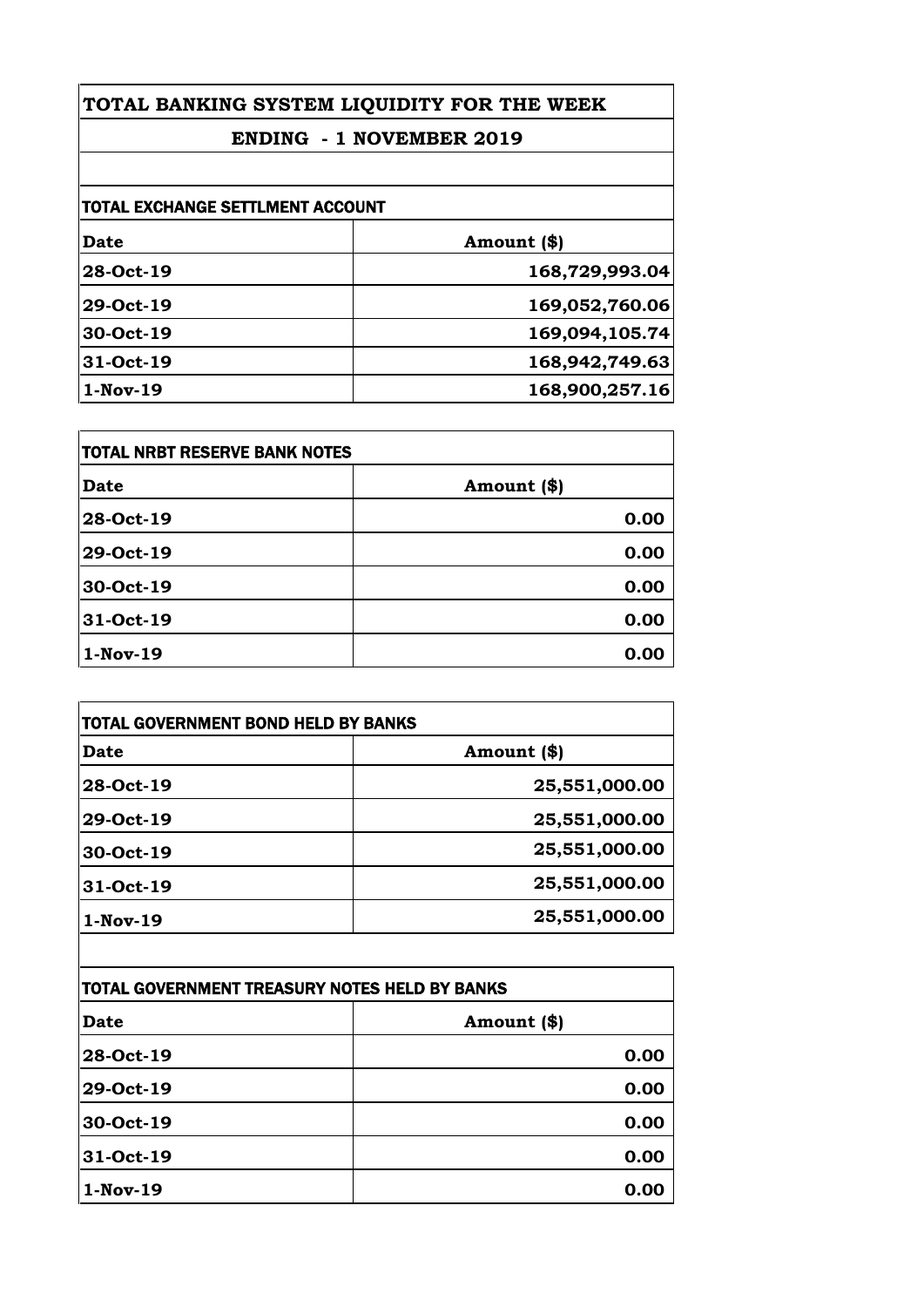# TOTAL BANKING SYSTEM LIQUIDITY FOR THE WEEK

## ENDING - 1 NOVEMBER 2019

### TOTAL EXCHANGE SETTLMENT ACCOUNT

| Date | Amount ($) |
|---|---:|
| 28-Oct-19 | 168,729,993.04 |
| 29-Oct-19 | 169,052,760.06 |
| 30-Oct-19 | 169,094,105.74 |
| 31-Oct-19 | 168,942,749.63 |
| 1-Nov-19 | 168,900,257.16 |

### TOTAL NRBT RESERVE BANK NOTES

| Date | Amount ($) |
|---|---:|
| 28-Oct-19 | 0.00 |
| 29-Oct-19 | 0.00 |
| 30-Oct-19 | 0.00 |
| 31-Oct-19 | 0.00 |
| 1-Nov-19 | 0.00 |

### TOTAL GOVERNMENT BOND HELD BY BANKS

| Date | Amount ($) |
|---|---:|
| 28-Oct-19 | 25,551,000.00 |
| 29-Oct-19 | 25,551,000.00 |
| 30-Oct-19 | 25,551,000.00 |
| 31-Oct-19 | 25,551,000.00 |
| 1-Nov-19 | 25,551,000.00 |

### TOTAL GOVERNMENT TREASURY NOTES HELD BY BANKS

| Date | Amount ($) |
|---|---:|
| 28-Oct-19 | 0.00 |
| 29-Oct-19 | 0.00 |
| 30-Oct-19 | 0.00 |
| 31-Oct-19 | 0.00 |
| 1-Nov-19 | 0.00 |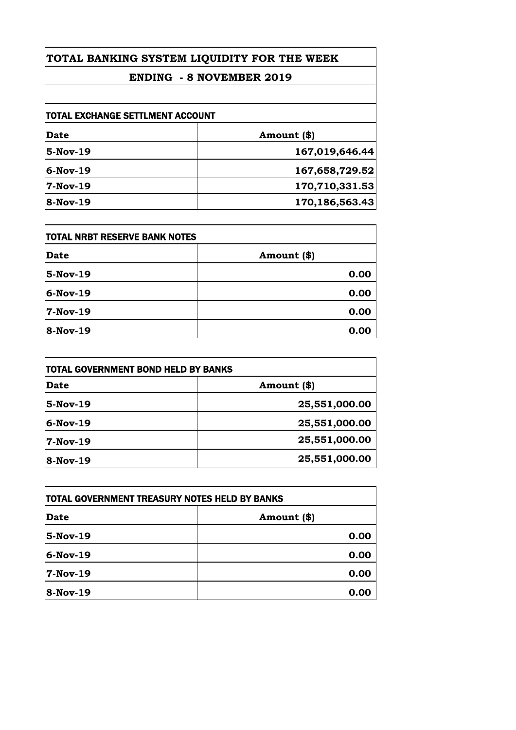# TOTAL BANKING SYSTEM LIQUIDITY FOR THE WEEK

## ENDING - 8 NOVEMBER 2019

### TOTAL EXCHANGE SETTLMENT ACCOUNT

| Date | Amount ($) |
|---|---|
| 5-Nov-19 | 167,019,646.44 |
| 6-Nov-19 | 167,658,729.52 |
| 7-Nov-19 | 170,710,331.53 |
| 8-Nov-19 | 170,186,563.43 |

### TOTAL NRBT RESERVE BANK NOTES

| Date | Amount ($) |
|---|---|
| 5-Nov-19 | 0.00 |
| 6-Nov-19 | 0.00 |
| 7-Nov-19 | 0.00 |
| 8-Nov-19 | 0.00 |

### TOTAL GOVERNMENT BOND HELD BY BANKS

| Date | Amount ($) |
|---|---|
| 5-Nov-19 | 25,551,000.00 |
| 6-Nov-19 | 25,551,000.00 |
| 7-Nov-19 | 25,551,000.00 |
| 8-Nov-19 | 25,551,000.00 |

### TOTAL GOVERNMENT TREASURY NOTES HELD BY BANKS

| Date | Amount ($) |
|---|---|
| 5-Nov-19 | 0.00 |
| 6-Nov-19 | 0.00 |
| 7-Nov-19 | 0.00 |
| 8-Nov-19 | 0.00 |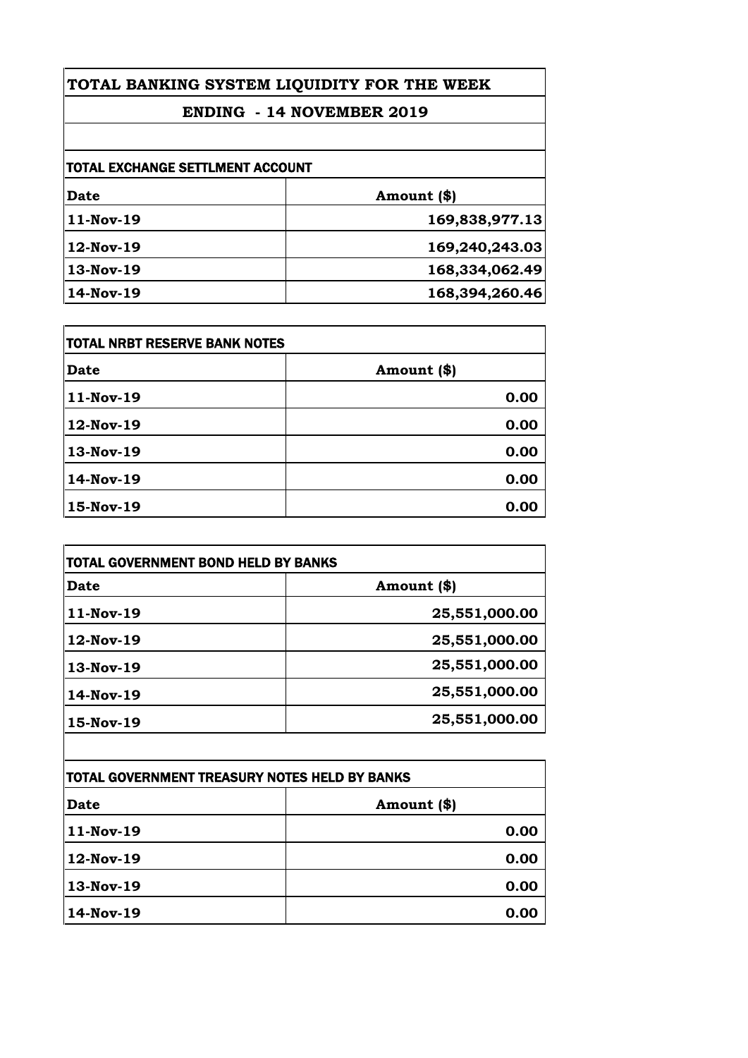# TOTAL BANKING SYSTEM LIQUIDITY FOR THE WEEK

## ENDING - 14 NOVEMBER 2019

### TOTAL EXCHANGE SETTLMENT ACCOUNT

| Date | Amount ($) |
|---|---|
| 11-Nov-19 | 169,838,977.13 |
| 12-Nov-19 | 169,240,243.03 |
| 13-Nov-19 | 168,334,062.49 |
| 14-Nov-19 | 168,394,260.46 |

### TOTAL NRBT RESERVE BANK NOTES

| Date | Amount ($) |
|---|---|
| 11-Nov-19 | 0.00 |
| 12-Nov-19 | 0.00 |
| 13-Nov-19 | 0.00 |
| 14-Nov-19 | 0.00 |
| 15-Nov-19 | 0.00 |

### TOTAL GOVERNMENT BOND HELD BY BANKS

| Date | Amount ($) |
|---|---|
| 11-Nov-19 | 25,551,000.00 |
| 12-Nov-19 | 25,551,000.00 |
| 13-Nov-19 | 25,551,000.00 |
| 14-Nov-19 | 25,551,000.00 |
| 15-Nov-19 | 25,551,000.00 |

### TOTAL GOVERNMENT TREASURY NOTES HELD BY BANKS

| Date | Amount ($) |
|---|---|
| 11-Nov-19 | 0.00 |
| 12-Nov-19 | 0.00 |
| 13-Nov-19 | 0.00 |
| 14-Nov-19 | 0.00 |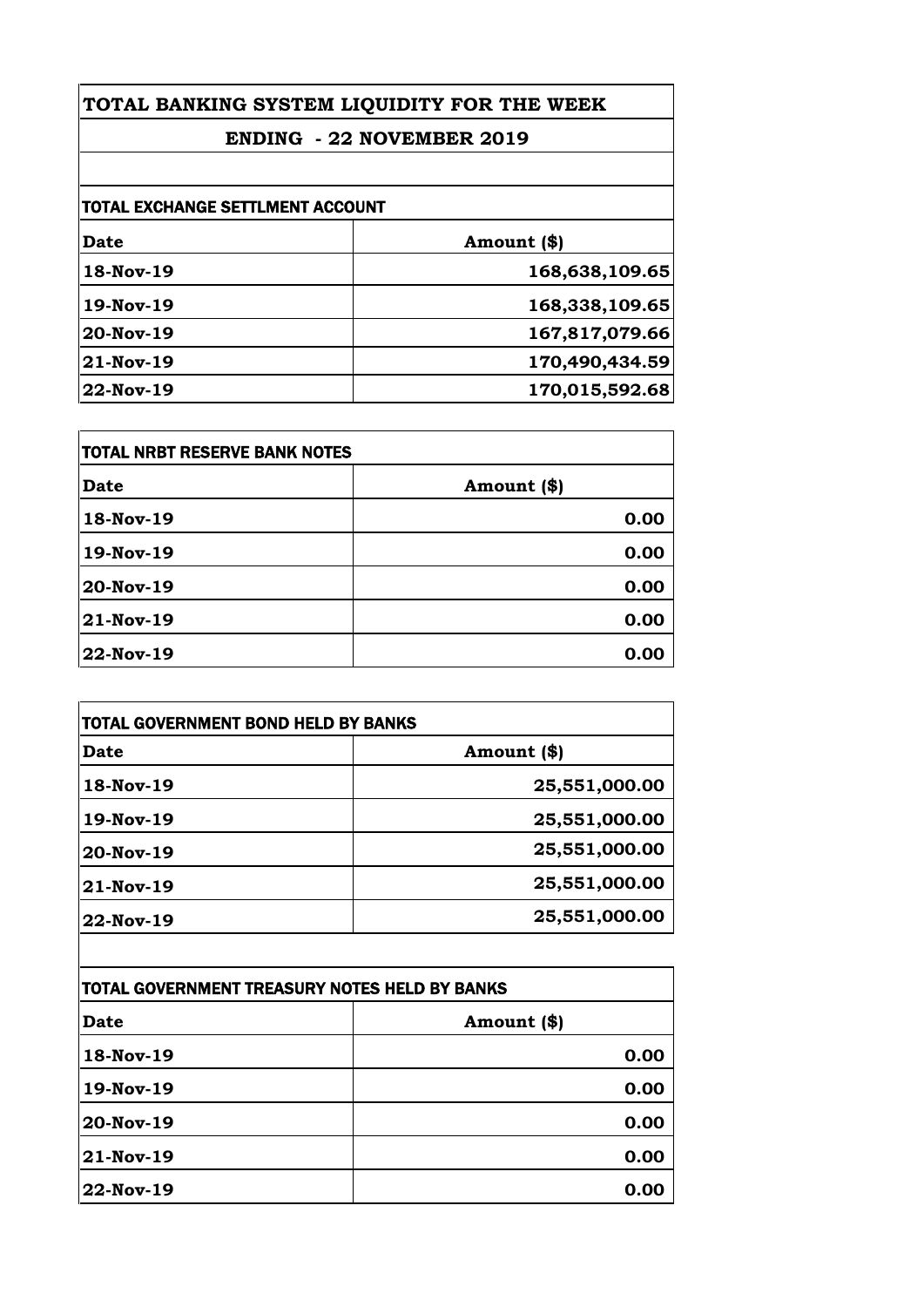# TOTAL BANKING SYSTEM LIQUIDITY FOR THE WEEK

## ENDING - 22 NOVEMBER 2019

### TOTAL EXCHANGE SETTLMENT ACCOUNT

| Date | Amount ($) |
|---|---|
| 18-Nov-19 | 168,638,109.65 |
| 19-Nov-19 | 168,338,109.65 |
| 20-Nov-19 | 167,817,079.66 |
| 21-Nov-19 | 170,490,434.59 |
| 22-Nov-19 | 170,015,592.68 |

### TOTAL NRBT RESERVE BANK NOTES

| Date | Amount ($) |
|---|---|
| 18-Nov-19 | 0.00 |
| 19-Nov-19 | 0.00 |
| 20-Nov-19 | 0.00 |
| 21-Nov-19 | 0.00 |
| 22-Nov-19 | 0.00 |

### TOTAL GOVERNMENT BOND HELD BY BANKS

| Date | Amount ($) |
|---|---|
| 18-Nov-19 | 25,551,000.00 |
| 19-Nov-19 | 25,551,000.00 |
| 20-Nov-19 | 25,551,000.00 |
| 21-Nov-19 | 25,551,000.00 |
| 22-Nov-19 | 25,551,000.00 |

### TOTAL GOVERNMENT TREASURY NOTES HELD BY BANKS

| Date | Amount ($) |
|---|---|
| 18-Nov-19 | 0.00 |
| 19-Nov-19 | 0.00 |
| 20-Nov-19 | 0.00 |
| 21-Nov-19 | 0.00 |
| 22-Nov-19 | 0.00 |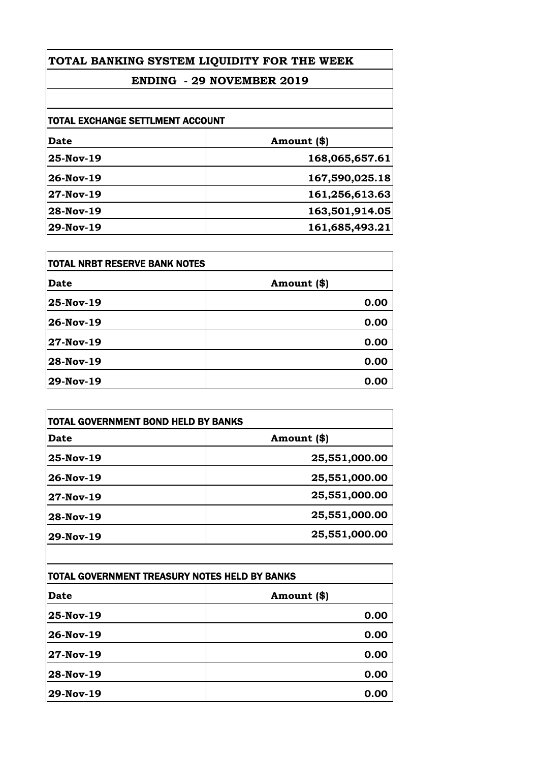# TOTAL BANKING SYSTEM LIQUIDITY FOR THE WEEK

## ENDING - 29 NOVEMBER 2019

### TOTAL EXCHANGE SETTLMENT ACCOUNT

| Date | Amount ($) |
|---|---|
| 25-Nov-19 | 168,065,657.61 |
| 26-Nov-19 | 167,590,025.18 |
| 27-Nov-19 | 161,256,613.63 |
| 28-Nov-19 | 163,501,914.05 |
| 29-Nov-19 | 161,685,493.21 |

### TOTAL NRBT RESERVE BANK NOTES

| Date | Amount ($) |
|---|---|
| 25-Nov-19 | 0.00 |
| 26-Nov-19 | 0.00 |
| 27-Nov-19 | 0.00 |
| 28-Nov-19 | 0.00 |
| 29-Nov-19 | 0.00 |

### TOTAL GOVERNMENT BOND HELD BY BANKS

| Date | Amount ($) |
|---|---|
| 25-Nov-19 | 25,551,000.00 |
| 26-Nov-19 | 25,551,000.00 |
| 27-Nov-19 | 25,551,000.00 |
| 28-Nov-19 | 25,551,000.00 |
| 29-Nov-19 | 25,551,000.00 |

### TOTAL GOVERNMENT TREASURY NOTES HELD BY BANKS

| Date | Amount ($) |
|---|---|
| 25-Nov-19 | 0.00 |
| 26-Nov-19 | 0.00 |
| 27-Nov-19 | 0.00 |
| 28-Nov-19 | 0.00 |
| 29-Nov-19 | 0.00 |